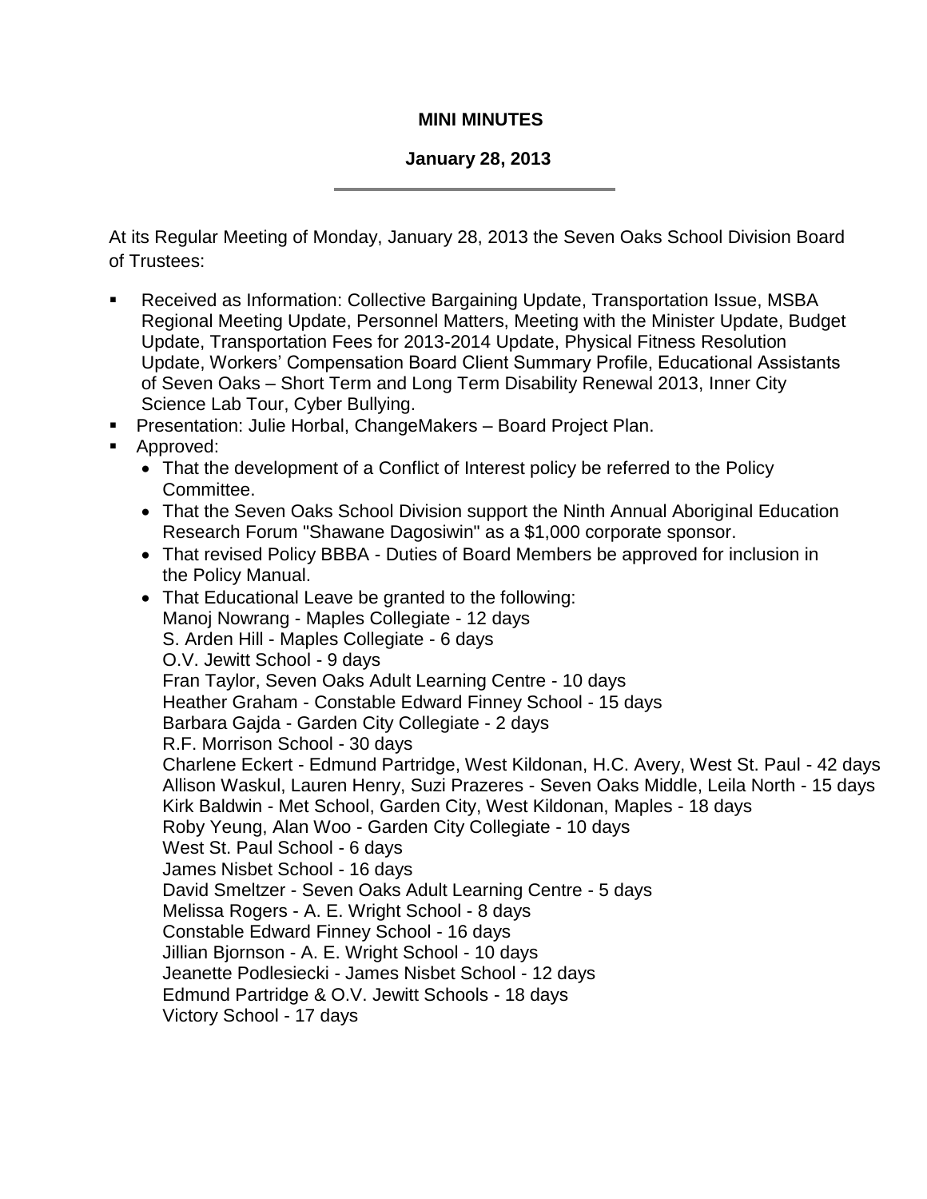**MINI MINUTES**

**January 28, 2013**

---

At its Regular Meeting of Monday, January 28, 2013 the Seven Oaks School Division Board of Trustees:

- Received as Information: Collective Bargaining Update, Transportation Issue, MSBA Regional Meeting Update, Personnel Matters, Meeting with the Minister Update, Budget Update, Transportation Fees for 2013-2014 Update, Physical Fitness Resolution Update, Workers' Compensation Board Client Summary Profile, Educational Assistants of Seven Oaks – Short Term and Long Term Disability Renewal 2013, Inner City Science Lab Tour, Cyber Bullying.
- Presentation: Julie Horbal, ChangeMakers – Board Project Plan.
- Approved:
  - That the development of a Conflict of Interest policy be referred to the Policy Committee.
  - That the Seven Oaks School Division support the Ninth Annual Aboriginal Education Research Forum "Shawane Dagosiwin" as a $1,000 corporate sponsor.
  - That revised Policy BBBA - Duties of Board Members be approved for inclusion in the Policy Manual.
  - That Educational Leave be granted to the following:
    Manoj Nowrang - Maples Collegiate - 12 days
    S. Arden Hill - Maples Collegiate - 6 days
    O.V. Jewitt School - 9 days
    Fran Taylor, Seven Oaks Adult Learning Centre - 10 days
    Heather Graham - Constable Edward Finney School - 15 days
    Barbara Gajda - Garden City Collegiate - 2 days
    R.F. Morrison School - 30 days
    Charlene Eckert - Edmund Partridge, West Kildonan, H.C. Avery, West St. Paul - 42 days
    Allison Waskul, Lauren Henry, Suzi Prazeres - Seven Oaks Middle, Leila North - 15 days
    Kirk Baldwin - Met School, Garden City, West Kildonan, Maples - 18 days
    Roby Yeung, Alan Woo - Garden City Collegiate - 10 days
    West St. Paul School - 6 days
    James Nisbet School - 16 days
    David Smeltzer - Seven Oaks Adult Learning Centre - 5 days
    Melissa Rogers - A. E. Wright School - 8 days
    Constable Edward Finney School - 16 days
    Jillian Bjornson - A. E. Wright School - 10 days
    Jeanette Podlesiecki - James Nisbet School - 12 days
    Edmund Partridge & O.V. Jewitt Schools - 18 days
    Victory School - 17 days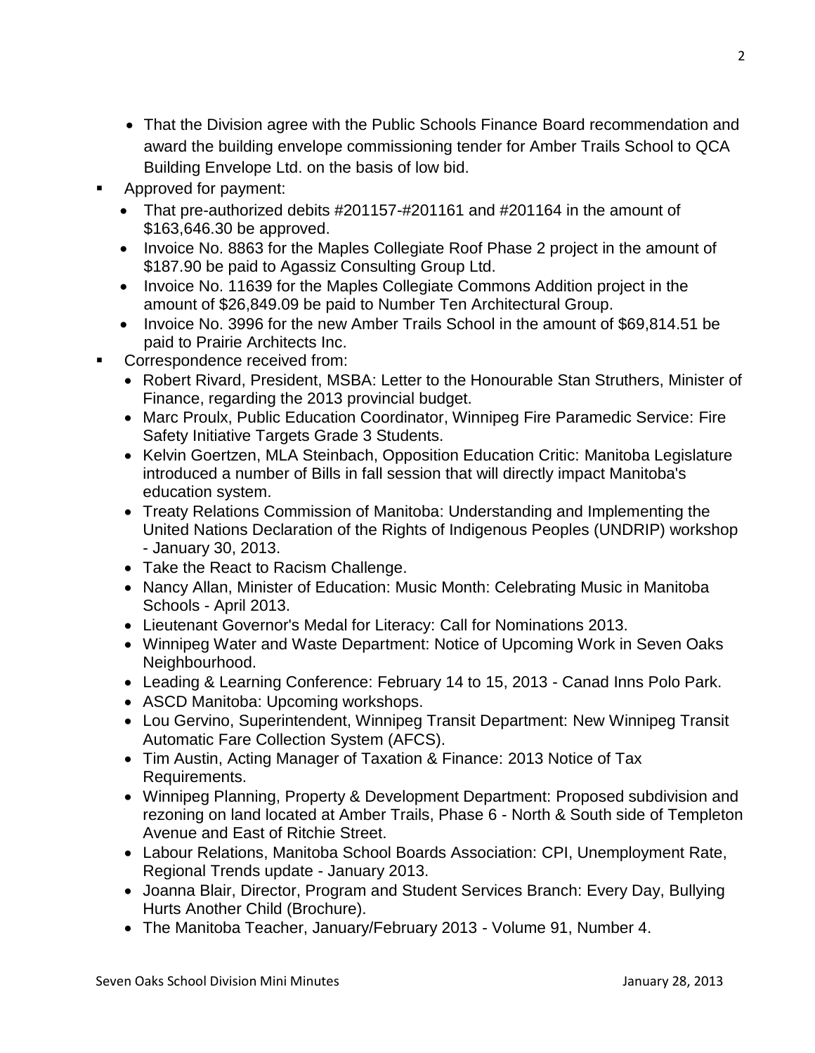- That the Division agree with the Public Schools Finance Board recommendation and award the building envelope commissioning tender for Amber Trails School to QCA Building Envelope Ltd. on the basis of low bid.

- Approved for payment:
  - That pre-authorized debits #201157-#201161 and #201164 in the amount of $163,646.30 be approved.
  - Invoice No. 8863 for the Maples Collegiate Roof Phase 2 project in the amount of $187.90 be paid to Agassiz Consulting Group Ltd.
  - Invoice No. 11639 for the Maples Collegiate Commons Addition project in the amount of $26,849.09 be paid to Number Ten Architectural Group.
  - Invoice No. 3996 for the new Amber Trails School in the amount of $69,814.51 be paid to Prairie Architects Inc.
- Correspondence received from:
  - Robert Rivard, President, MSBA: Letter to the Honourable Stan Struthers, Minister of Finance, regarding the 2013 provincial budget.
  - Marc Proulx, Public Education Coordinator, Winnipeg Fire Paramedic Service: Fire Safety Initiative Targets Grade 3 Students.
  - Kelvin Goertzen, MLA Steinbach, Opposition Education Critic: Manitoba Legislature introduced a number of Bills in fall session that will directly impact Manitoba's education system.
  - Treaty Relations Commission of Manitoba: Understanding and Implementing the United Nations Declaration of the Rights of Indigenous Peoples (UNDRIP) workshop - January 30, 2013.
  - Take the React to Racism Challenge.
  - Nancy Allan, Minister of Education: Music Month: Celebrating Music in Manitoba Schools - April 2013.
  - Lieutenant Governor's Medal for Literacy: Call for Nominations 2013.
  - Winnipeg Water and Waste Department: Notice of Upcoming Work in Seven Oaks Neighbourhood.
  - Leading & Learning Conference: February 14 to 15, 2013 - Canad Inns Polo Park.
  - ASCD Manitoba: Upcoming workshops.
  - Lou Gervino, Superintendent, Winnipeg Transit Department: New Winnipeg Transit Automatic Fare Collection System (AFCS).
  - Tim Austin, Acting Manager of Taxation & Finance: 2013 Notice of Tax Requirements.
  - Winnipeg Planning, Property & Development Department: Proposed subdivision and rezoning on land located at Amber Trails, Phase 6 - North & South side of Templeton Avenue and East of Ritchie Street.
  - Labour Relations, Manitoba School Boards Association: CPI, Unemployment Rate, Regional Trends update - January 2013.
  - Joanna Blair, Director, Program and Student Services Branch: Every Day, Bullying Hurts Another Child (Brochure).
  - The Manitoba Teacher, January/February 2013 - Volume 91, Number 4.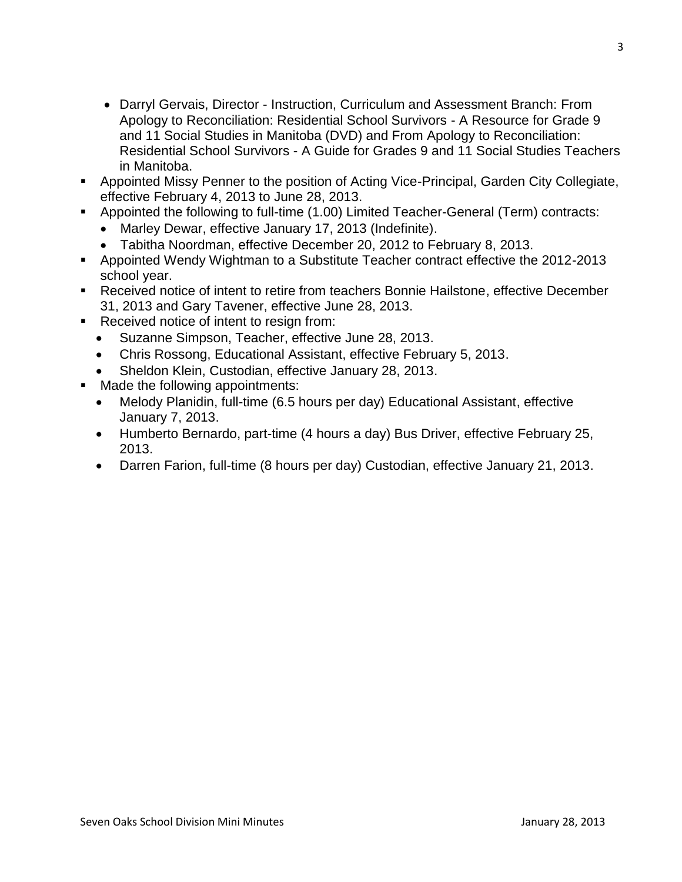- Darryl Gervais, Director - Instruction, Curriculum and Assessment Branch: From Apology to Reconciliation: Residential School Survivors - A Resource for Grade 9 and 11 Social Studies in Manitoba (DVD) and From Apology to Reconciliation: Residential School Survivors - A Guide for Grades 9 and 11 Social Studies Teachers in Manitoba.
- Appointed Missy Penner to the position of Acting Vice-Principal, Garden City Collegiate, effective February 4, 2013 to June 28, 2013.
- Appointed the following to full-time (1.00) Limited Teacher-General (Term) contracts:
  - Marley Dewar, effective January 17, 2013 (Indefinite).
  - Tabitha Noordman, effective December 20, 2012 to February 8, 2013.
- Appointed Wendy Wightman to a Substitute Teacher contract effective the 2012-2013 school year.
- Received notice of intent to retire from teachers Bonnie Hailstone, effective December 31, 2013 and Gary Tavener, effective June 28, 2013.
- Received notice of intent to resign from:
  - Suzanne Simpson, Teacher, effective June 28, 2013.
  - Chris Rossong, Educational Assistant, effective February 5, 2013.
  - Sheldon Klein, Custodian, effective January 28, 2013.
- Made the following appointments:
  - Melody Planidin, full-time (6.5 hours per day) Educational Assistant, effective January 7, 2013.
  - Humberto Bernardo, part-time (4 hours a day) Bus Driver, effective February 25, 2013.
  - Darren Farion, full-time (8 hours per day) Custodian, effective January 21, 2013.